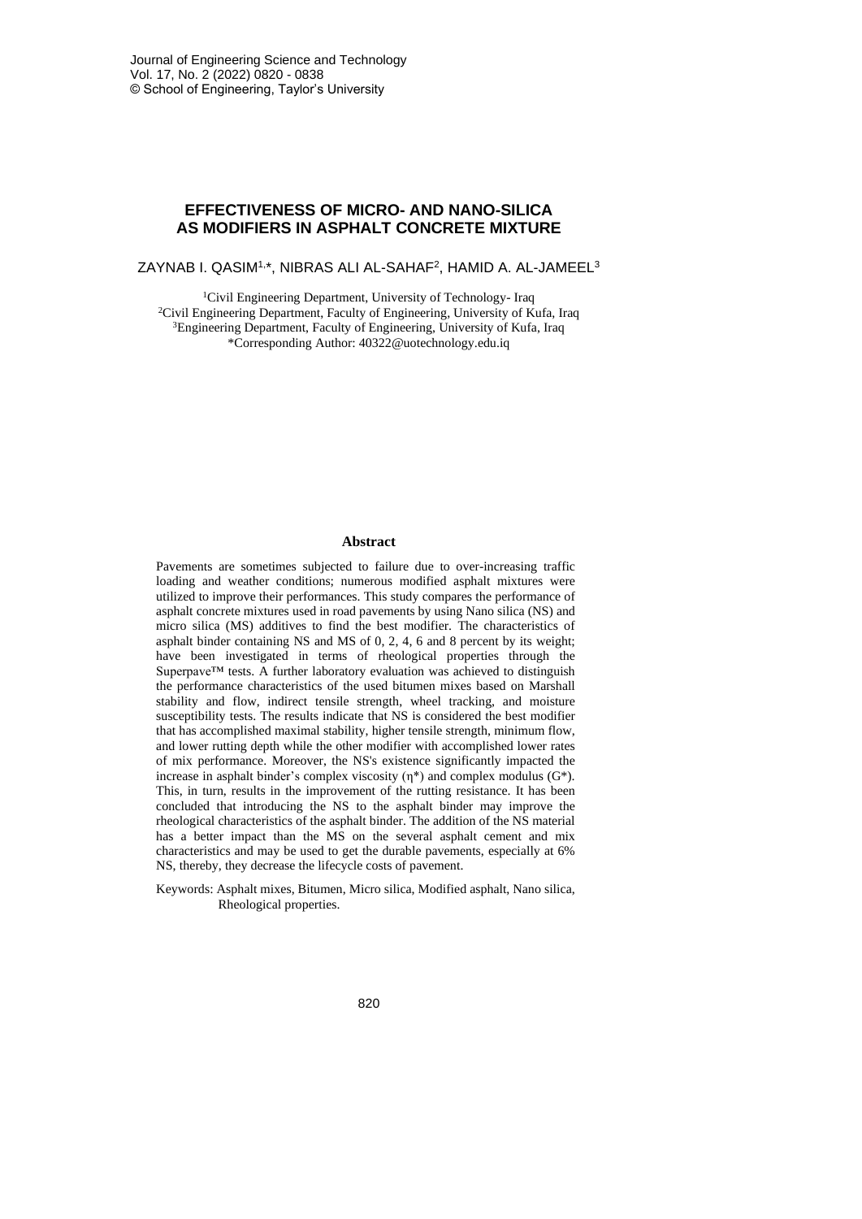# EFFECTIVENESS OF MICRO- AND NANO-SILICA AS MODIFIERS IN ASPHALT CONCRETE MIXTURE

ZAYNAB I. QASIM[1,*], NIBRAS ALI AL-SAHAF[2], HAMID A. AL-JAMEEL[3]

[1]Civil Engineering Department, University of Technology- Iraq
[2]Civil Engineering Department, Faculty of Engineering, University of Kufa, Iraq
[3]Engineering Department, Faculty of Engineering, University of Kufa, Iraq
*Corresponding Author: 40322@uotechnology.edu.iq

## Abstract

Pavements are sometimes subjected to failure due to over-increasing traffic loading and weather conditions; numerous modified asphalt mixtures were utilized to improve their performances. This study compares the performance of asphalt concrete mixtures used in road pavements by using Nano silica (NS) and micro silica (MS) additives to find the best modifier. The characteristics of asphalt binder containing NS and MS of 0, 2, 4, 6 and 8 percent by its weight; have been investigated in terms of rheological properties through the Superpave™ tests. A further laboratory evaluation was achieved to distinguish the performance characteristics of the used bitumen mixes based on Marshall stability and flow, indirect tensile strength, wheel tracking, and moisture susceptibility tests. The results indicate that NS is considered the best modifier that has accomplished maximal stability, higher tensile strength, minimum flow, and lower rutting depth while the other modifier with accomplished lower rates of mix performance. Moreover, the NS's existence significantly impacted the increase in asphalt binder's complex viscosity ($\eta^*$) and complex modulus ($G^*$). This, in turn, results in the improvement of the rutting resistance. It has been concluded that introducing the NS to the asphalt binder may improve the rheological characteristics of the asphalt binder. The addition of the NS material has a better impact than the MS on the several asphalt cement and mix characteristics and may be used to get the durable pavements, especially at 6% NS, thereby, they decrease the lifecycle costs of pavement.

Keywords: Asphalt mixes, Bitumen, Micro silica, Modified asphalt, Nano silica, Rheological properties.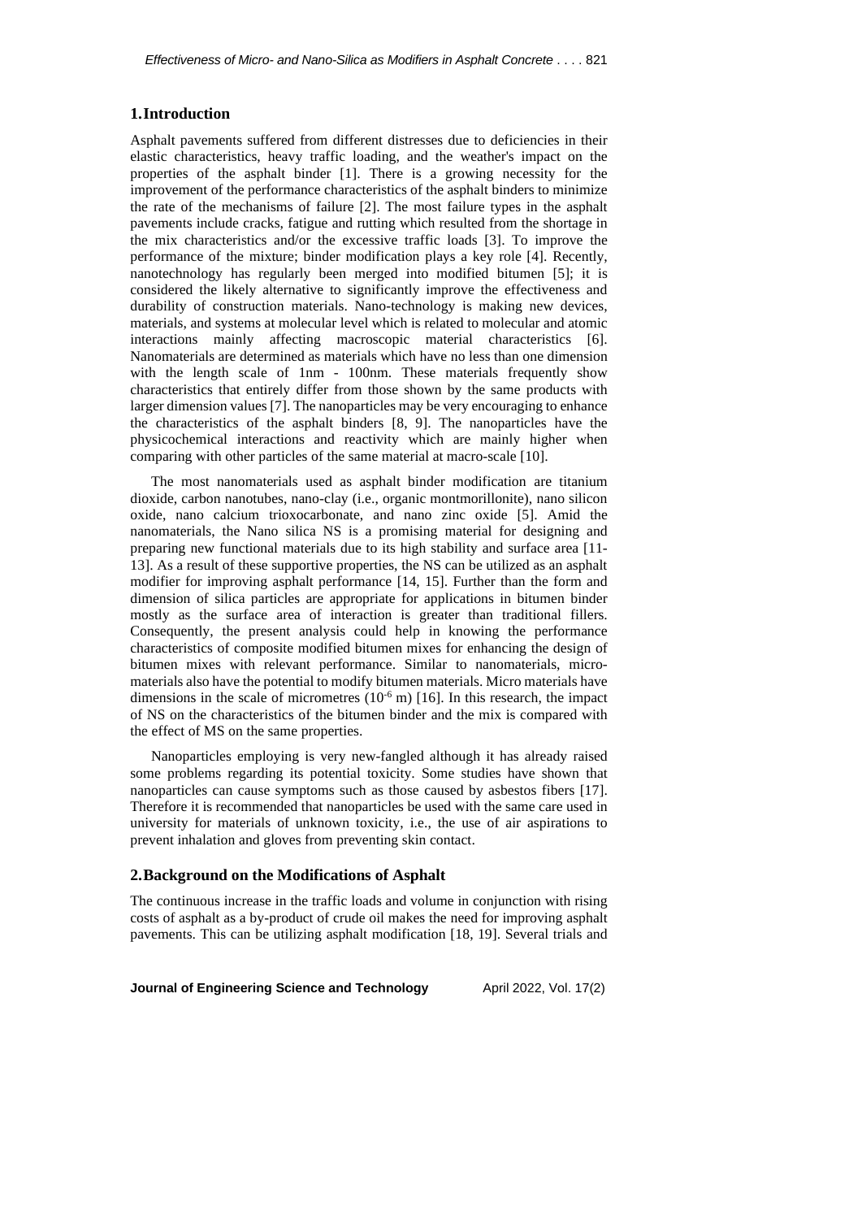## 1. Introduction

Asphalt pavements suffered from different distresses due to deficiencies in their elastic characteristics, heavy traffic loading, and the weather's impact on the properties of the asphalt binder [1]. There is a growing necessity for the improvement of the performance characteristics of the asphalt binders to minimize the rate of the mechanisms of failure [2]. The most failure types in the asphalt pavements include cracks, fatigue and rutting which resulted from the shortage in the mix characteristics and/or the excessive traffic loads [3]. To improve the performance of the mixture; binder modification plays a key role [4]. Recently, nanotechnology has regularly been merged into modified bitumen [5]; it is considered the likely alternative to significantly improve the effectiveness and durability of construction materials. Nano-technology is making new devices, materials, and systems at molecular level which is related to molecular and atomic interactions mainly affecting macroscopic material characteristics [6]. Nanomaterials are determined as materials which have no less than one dimension with the length scale of 1nm - 100nm. These materials frequently show characteristics that entirely differ from those shown by the same products with larger dimension values [7]. The nanoparticles may be very encouraging to enhance the characteristics of the asphalt binders [8, 9]. The nanoparticles have the physicochemical interactions and reactivity which are mainly higher when comparing with other particles of the same material at macro-scale [10].

The most nanomaterials used as asphalt binder modification are titanium dioxide, carbon nanotubes, nano-clay (i.e., organic montmorillonite), nano silicon oxide, nano calcium trioxocarbonate, and nano zinc oxide [5]. Amid the nanomaterials, the Nano silica NS is a promising material for designing and preparing new functional materials due to its high stability and surface area [11-13]. As a result of these supportive properties, the NS can be utilized as an asphalt modifier for improving asphalt performance [14, 15]. Further than the form and dimension of silica particles are appropriate for applications in bitumen binder mostly as the surface area of interaction is greater than traditional fillers. Consequently, the present analysis could help in knowing the performance characteristics of composite modified bitumen mixes for enhancing the design of bitumen mixes with relevant performance. Similar to nanomaterials, micro-materials also have the potential to modify bitumen materials. Micro materials have dimensions in the scale of micrometres ($10^{-6}$ m) [16]. In this research, the impact of NS on the characteristics of the bitumen binder and the mix is compared with the effect of MS on the same properties.

Nanoparticles employing is very new-fangled although it has already raised some problems regarding its potential toxicity. Some studies have shown that nanoparticles can cause symptoms such as those caused by asbestos fibers [17]. Therefore it is recommended that nanoparticles be used with the same care used in university for materials of unknown toxicity, i.e., the use of air aspirations to prevent inhalation and gloves from preventing skin contact.

## 2. Background on the Modifications of Asphalt

The continuous increase in the traffic loads and volume in conjunction with rising costs of asphalt as a by-product of crude oil makes the need for improving asphalt pavements. This can be utilizing asphalt modification [18, 19]. Several trials and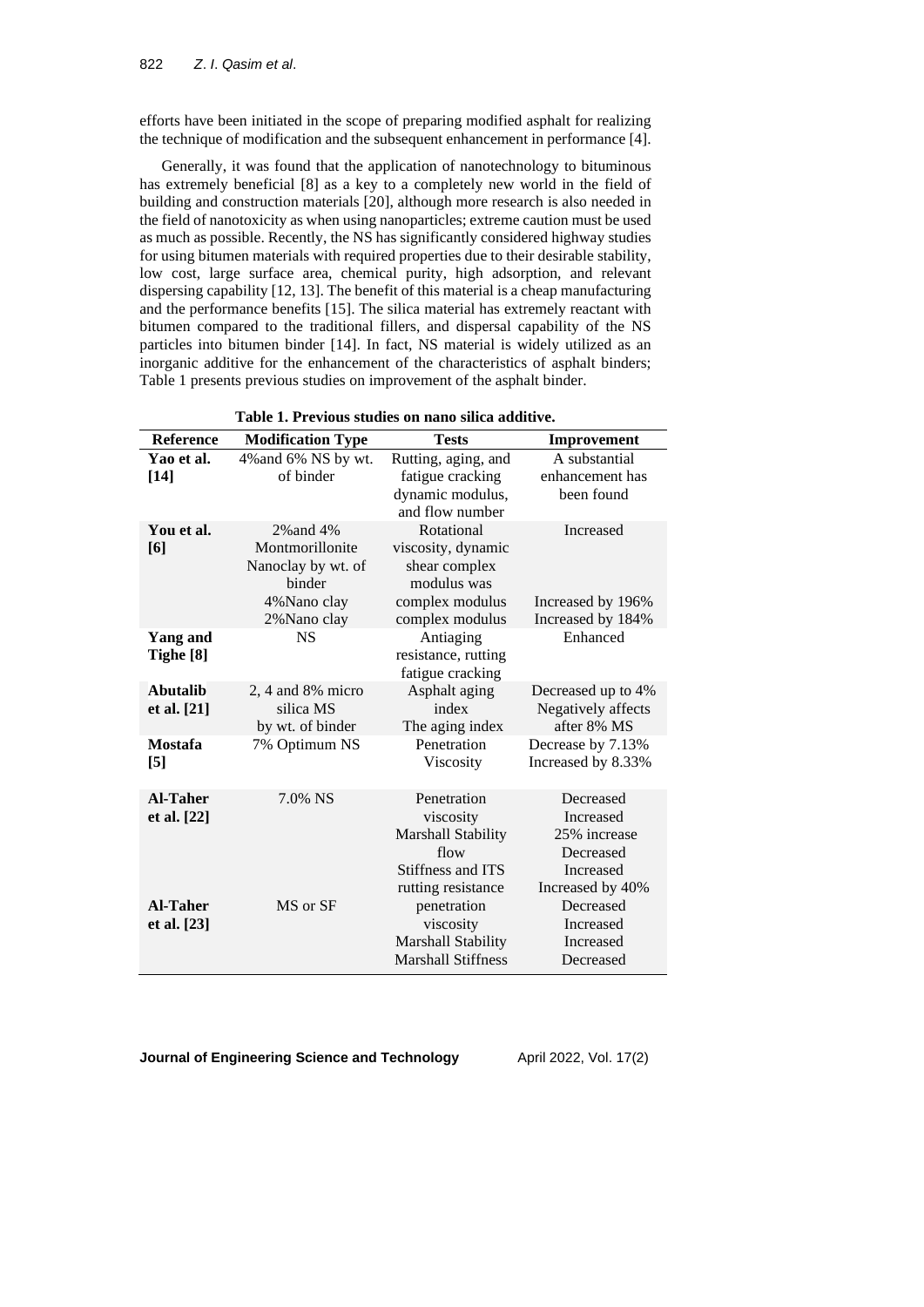efforts have been initiated in the scope of preparing modified asphalt for realizing the technique of modification and the subsequent enhancement in performance [4].

Generally, it was found that the application of nanotechnology to bituminous has extremely beneficial [8] as a key to a completely new world in the field of building and construction materials [20], although more research is also needed in the field of nanotoxicity as when using nanoparticles; extreme caution must be used as much as possible. Recently, the NS has significantly considered highway studies for using bitumen materials with required properties due to their desirable stability, low cost, large surface area, chemical purity, high adsorption, and relevant dispersing capability [12, 13]. The benefit of this material is a cheap manufacturing and the performance benefits [15]. The silica material has extremely reactant with bitumen compared to the traditional fillers, and dispersal capability of the NS particles into bitumen binder [14]. In fact, NS material is widely utilized as an inorganic additive for the enhancement of the characteristics of asphalt binders; Table 1 presents previous studies on improvement of the asphalt binder.

**Table 1. Previous studies on nano silica additive.**

| Reference | Modification Type | Tests | Improvement |
|---|---|---|---|
| **Yao et al. [14]** | 4%and 6% NS by wt. of binder | Rutting, aging, and fatigue cracking dynamic modulus, and flow number | A substantial enhancement has been found |
| **You et al. [6]** | 2%and 4% Montmorillonite Nanoclay by wt. of binder | Rotational viscosity, dynamic shear complex modulus was | Increased |
| | 4%Nano clay | complex modulus | Increased by 196% |
| | 2%Nano clay | complex modulus | Increased by 184% |
| **Yang and Tighe [8]** | NS | Antiaging resistance, rutting fatigue cracking | Enhanced |
| **Abutalib et al. [21]** | 2, 4 and 8% micro silica MS by wt. of binder | Asphalt aging index | Decreased up to 4% |
| | | The aging index | Negatively affects after 8% MS |
| **Mostafa [5]** | 7% Optimum NS | Penetration | Decrease by 7.13% |
| | | Viscosity | Increased by 8.33% |
| **Al-Taher et al. [22]** | 7.0% NS | Penetration | Decreased |
| | | viscosity | Increased |
| | | Marshall Stability | 25% increase |
| | | flow | Decreased |
| | | Stiffness and ITS | Increased |
| | | rutting resistance | Increased by 40% |
| **Al-Taher et al. [23]** | MS or SF | penetration | Decreased |
| | | viscosity | Increased |
| | | Marshall Stability | Increased |
| | | Marshall Stiffness | Decreased |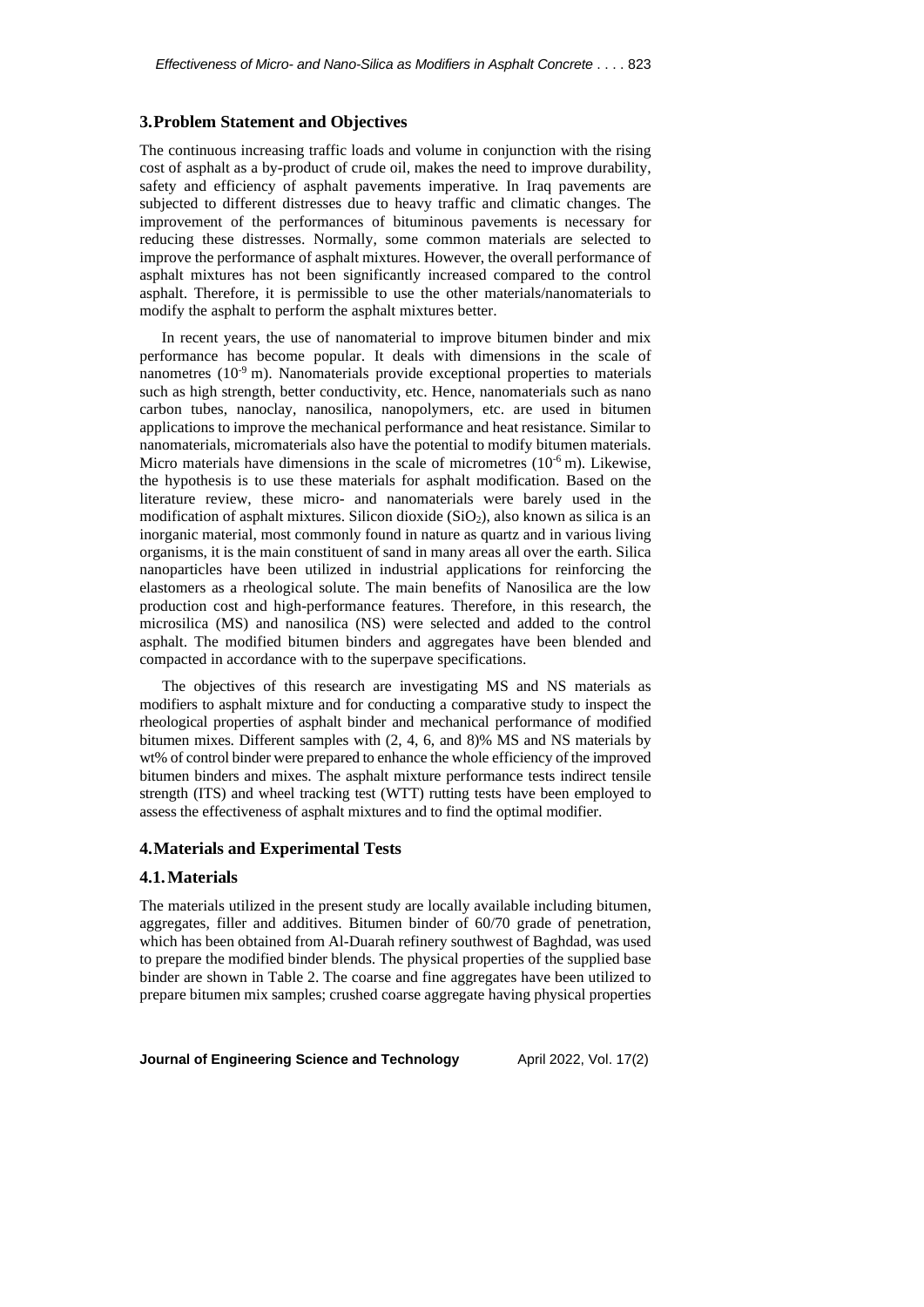## 3. Problem Statement and Objectives

The continuous increasing traffic loads and volume in conjunction with the rising cost of asphalt as a by-product of crude oil, makes the need to improve durability, safety and efficiency of asphalt pavements imperative. In Iraq pavements are subjected to different distresses due to heavy traffic and climatic changes. The improvement of the performances of bituminous pavements is necessary for reducing these distresses. Normally, some common materials are selected to improve the performance of asphalt mixtures. However, the overall performance of asphalt mixtures has not been significantly increased compared to the control asphalt. Therefore, it is permissible to use the other materials/nanomaterials to modify the asphalt to perform the asphalt mixtures better.

In recent years, the use of nanomaterial to improve bitumen binder and mix performance has become popular. It deals with dimensions in the scale of nanometres ($10^{-9}$ m). Nanomaterials provide exceptional properties to materials such as high strength, better conductivity, etc. Hence, nanomaterials such as nano carbon tubes, nanoclay, nanosilica, nanopolymers, etc. are used in bitumen applications to improve the mechanical performance and heat resistance. Similar to nanomaterials, micromaterials also have the potential to modify bitumen materials. Micro materials have dimensions in the scale of micrometres ($10^{-6}$ m). Likewise, the hypothesis is to use these materials for asphalt modification. Based on the literature review, these micro- and nanomaterials were barely used in the modification of asphalt mixtures. Silicon dioxide ($SiO_2$), also known as silica is an inorganic material, most commonly found in nature as quartz and in various living organisms, it is the main constituent of sand in many areas all over the earth. Silica nanoparticles have been utilized in industrial applications for reinforcing the elastomers as a rheological solute. The main benefits of Nanosilica are the low production cost and high-performance features. Therefore, in this research, the microsilica (MS) and nanosilica (NS) were selected and added to the control asphalt. The modified bitumen binders and aggregates have been blended and compacted in accordance with to the superpave specifications.

The objectives of this research are investigating MS and NS materials as modifiers to asphalt mixture and for conducting a comparative study to inspect the rheological properties of asphalt binder and mechanical performance of modified bitumen mixes. Different samples with (2, 4, 6, and 8)% MS and NS materials by wt% of control binder were prepared to enhance the whole efficiency of the improved bitumen binders and mixes. The asphalt mixture performance tests indirect tensile strength (ITS) and wheel tracking test (WTT) rutting tests have been employed to assess the effectiveness of asphalt mixtures and to find the optimal modifier.

## 4. Materials and Experimental Tests

### 4.1. Materials

The materials utilized in the present study are locally available including bitumen, aggregates, filler and additives. Bitumen binder of 60/70 grade of penetration, which has been obtained from Al-Duarah refinery southwest of Baghdad, was used to prepare the modified binder blends. The physical properties of the supplied base binder are shown in Table 2. The coarse and fine aggregates have been utilized to prepare bitumen mix samples; crushed coarse aggregate having physical properties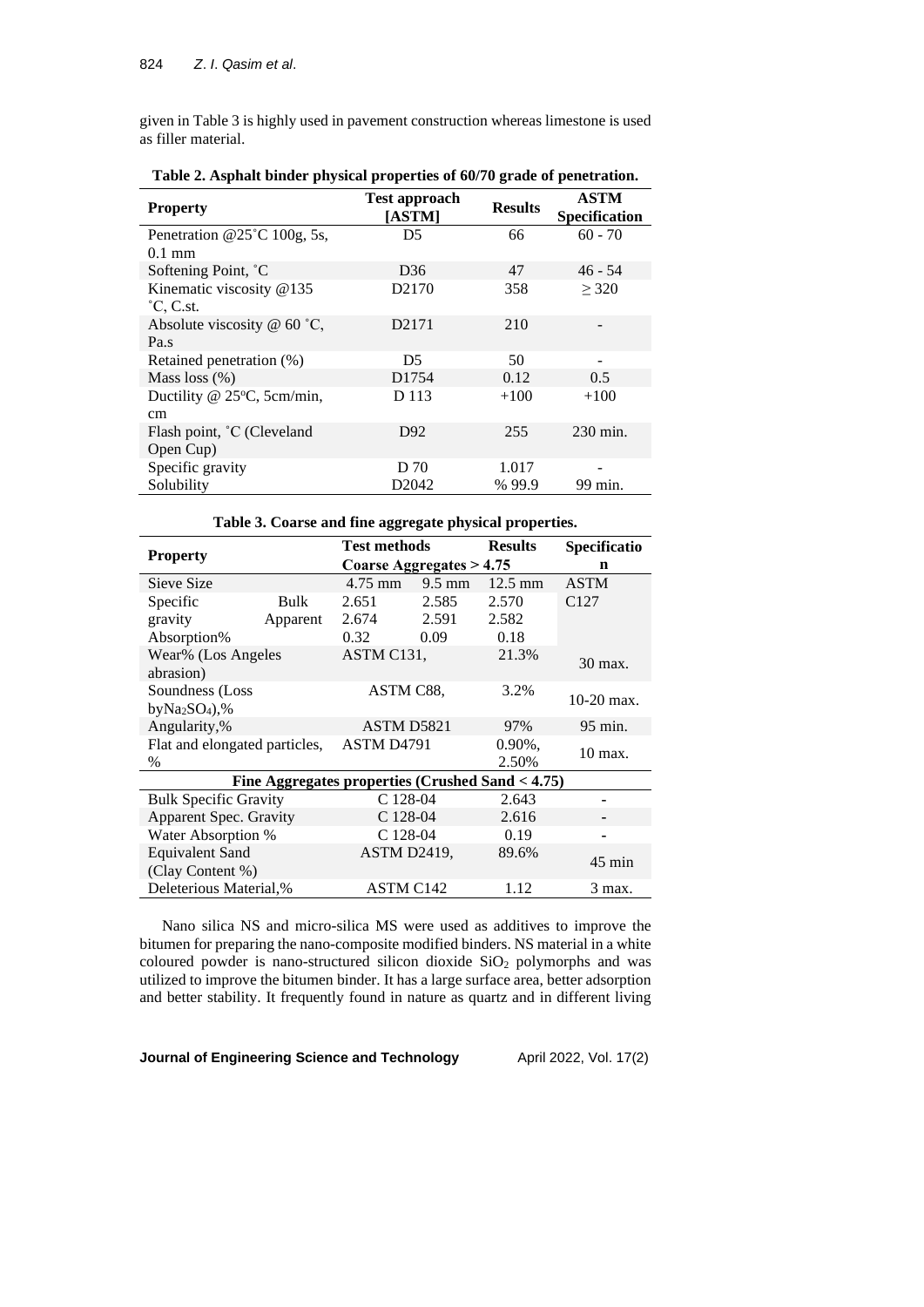given in Table 3 is highly used in pavement construction whereas limestone is used as filler material.

**Table 2. Asphalt binder physical properties of 60/70 grade of penetration.**

| Property | Test approach [ASTM] | Results | ASTM Specification |
|---|---|---|---|
| Penetration @25˚C 100g, 5s, 0.1 mm | D5 | 66 | 60 - 70 |
| Softening Point, ˚C | D36 | 47 | 46 - 54 |
| Kinematic viscosity @135 ˚C, C.st. | D2170 | 358 | ≥ 320 |
| Absolute viscosity @ 60 ˚C, Pa.s | D2171 | 210 | - |
| Retained penetration (%) | D5 | 50 | - |
| Mass loss (%) | D1754 | 0.12 | 0.5 |
| Ductility @ 25ºC, 5cm/min, cm | D 113 | +100 | +100 |
| Flash point, ˚C (Cleveland Open Cup) | D92 | 255 | 230 min. |
| Specific gravity | D 70 | 1.017 | - |
| Solubility | D2042 | % 99.9 | 99 min. |

**Table 3. Coarse and fine aggregate physical properties.**

| Property | | Test methods | | Results | Specification |
|---|---|---|---|---|---|
| | | Coarse Aggregates > 4.75 | | | |
| Sieve Size | | 4.75 mm | 9.5 mm | 12.5 mm | ASTM |
| Specific gravity | Bulk | 2.651 | 2.585 | 2.570 | C127 |
| | Apparent | 2.674 | 2.591 | 2.582 | |
| Absorption% | | 0.32 | 0.09 | 0.18 | |
| Wear% (Los Angeles abrasion) | | ASTM C131, | | 21.3% | 30 max. |
| Soundness (Loss by$Na_2SO_4$),% | | ASTM C88, | | 3.2% | 10-20 max. |
| Angularity,% | | ASTM D5821 | | 97% | 95 min. |
| Flat and elongated particles, % | | ASTM D4791 | | 0.90%, 2.50% | 10 max. |
| **Fine Aggregates properties (Crushed Sand < 4.75)** | | | | | |
| Bulk Specific Gravity | | C 128-04 | | 2.643 | - |
| Apparent Spec. Gravity | | C 128-04 | | 2.616 | - |
| Water Absorption % | | C 128-04 | | 0.19 | - |
| Equivalent Sand (Clay Content %) | | ASTM D2419, | | 89.6% | 45 min |
| Deleterious Material,% | | ASTM C142 | | 1.12 | 3 max. |

Nano silica NS and micro-silica MS were used as additives to improve the bitumen for preparing the nano-composite modified binders. NS material in a white coloured powder is nano-structured silicon dioxide $SiO_2$ polymorphs and was utilized to improve the bitumen binder. It has a large surface area, better adsorption and better stability. It frequently found in nature as quartz and in different living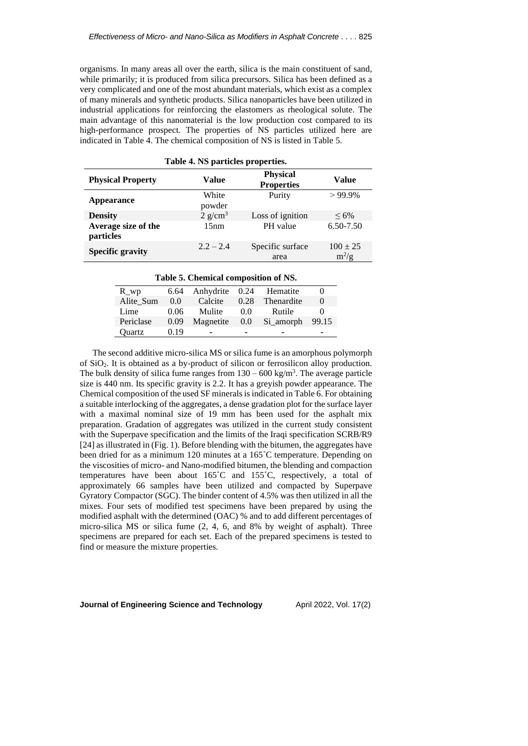organisms. In many areas all over the earth, silica is the main constituent of sand, while primarily; it is produced from silica precursors. Silica has been defined as a very complicated and one of the most abundant materials, which exist as a complex of many minerals and synthetic products. Silica nanoparticles have been utilized in industrial applications for reinforcing the elastomers as rheological solute. The main advantage of this nanomaterial is the low production cost compared to its high-performance prospect. The properties of NS particles utilized here are indicated in Table 4. The chemical composition of NS is listed in Table 5.

**Table 4. NS particles properties.**

| Physical Property | Value | Physical Properties | Value |
|---|---|---|---|
| **Appearance** | White powder | Purity | > 99.9% |
| **Density** | 2 g/cm$^3$ | Loss of ignition | ≤ 6% |
| **Average size of the particles** | 15nm | PH value | 6.50-7.50 |
| **Specific gravity** | 2.2 – 2.4 | Specific surface area | 100 ± 25 m$^2$/g |

**Table 5. Chemical composition of NS.**

| R_wp | 6.64 | Anhydrite | 0.24 | Hematite | 0 |
|---|---|---|---|---|---|
| Alite_Sum | 0.0 | Calcite | 0.28 | Thenardite | 0 |
| Lime | 0.06 | Mulite | 0.0 | Rutile | 0 |
| Periclase | 0.09 | Magnetite | 0.0 | Si_amorph | 99.15 |
| Quartz | 0.19 | - | - | - | - |

The second additive micro-silica MS or silica fume is an amorphous polymorph of $SiO_2$. It is obtained as a by-product of silicon or ferrosilicon alloy production. The bulk density of silica fume ranges from 130 – 600 kg/m$^3$. The average particle size is 440 nm. Its specific gravity is 2.2. It has a greyish powder appearance. The Chemical composition of the used SF minerals is indicated in Table 6. For obtaining a suitable interlocking of the aggregates, a dense gradation plot for the surface layer with a maximal nominal size of 19 mm has been used for the asphalt mix preparation. Gradation of aggregates was utilized in the current study consistent with the Superpave specification and the limits of the Iraqi specification SCRB/R9 [24] as illustrated in (Fig. 1). Before blending with the bitumen, the aggregates have been dried for as a minimum 120 minutes at a 165˚C temperature. Depending on the viscosities of micro- and Nano-modified bitumen, the blending and compaction temperatures have been about 165˚C and 155˚C, respectively, a total of approximately 66 samples have been utilized and compacted by Superpave Gyratory Compactor (SGC). The binder content of 4.5% was then utilized in all the mixes. Four sets of modified test specimens have been prepared by using the modified asphalt with the determined (OAC) % and to add different percentages of micro-silica MS or silica fume (2, 4, 6, and 8% by weight of asphalt). Three specimens are prepared for each set. Each of the prepared specimens is tested to find or measure the mixture properties.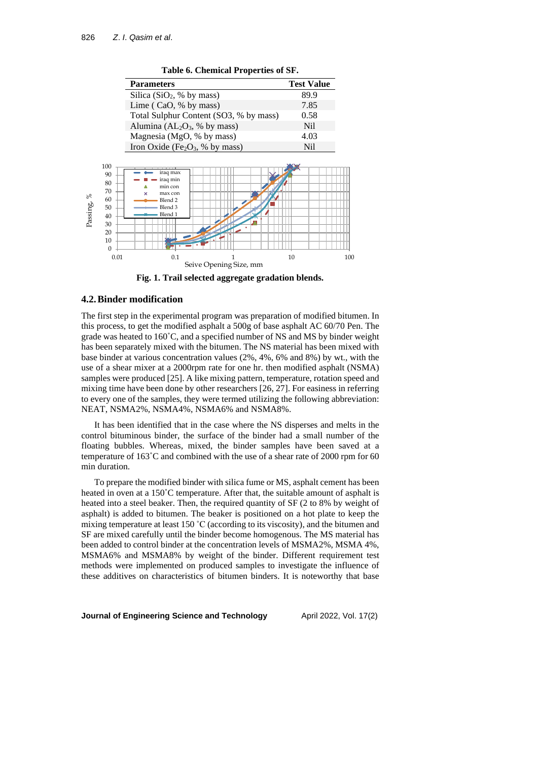**Table 6. Chemical Properties of SF.**

| Parameters | Test Value |
|---|---|
| Silica ($SiO_2$, % by mass) | 89.9 |
| Lime ( CaO, % by mass) | 7.85 |
| Total Sulphur Content (SO3, % by mass) | 0.58 |
| Alumina ($AL_2O_3$, % by mass) | Nil |
| Magnesia (MgO, % by mass) | 4.03 |
| Iron Oxide ($Fe_2O_3$, % by mass) | Nil |

**Fig. 1. Trail selected aggregate gradation blends.**

## 4.2. Binder modification

The first step in the experimental program was preparation of modified bitumen. In this process, to get the modified asphalt a 500g of base asphalt AC 60/70 Pen. The grade was heated to 160˚C, and a specified number of NS and MS by binder weight has been separately mixed with the bitumen. The NS material has been mixed with base binder at various concentration values (2%, 4%, 6% and 8%) by wt., with the use of a shear mixer at a 2000rpm rate for one hr. then modified asphalt (NSMA) samples were produced [25]. A like mixing pattern, temperature, rotation speed and mixing time have been done by other researchers [26, 27]. For easiness in referring to every one of the samples, they were termed utilizing the following abbreviation: NEAT, NSMA2%, NSMA4%, NSMA6% and NSMA8%.

It has been identified that in the case where the NS disperses and melts in the control bituminous binder, the surface of the binder had a small number of the floating bubbles. Whereas, mixed, the binder samples have been saved at a temperature of 163˚C and combined with the use of a shear rate of 2000 rpm for 60 min duration.

To prepare the modified binder with silica fume or MS, asphalt cement has been heated in oven at a 150˚C temperature. After that, the suitable amount of asphalt is heated into a steel beaker. Then, the required quantity of SF (2 to 8% by weight of asphalt) is added to bitumen. The beaker is positioned on a hot plate to keep the mixing temperature at least 150 ˚C (according to its viscosity), and the bitumen and SF are mixed carefully until the binder become homogenous. The MS material has been added to control binder at the concentration levels of MSMA2%, MSMA 4%, MSMA6% and MSMA8% by weight of the binder. Different requirement test methods were implemented on produced samples to investigate the influence of these additives on characteristics of bitumen binders. It is noteworthy that base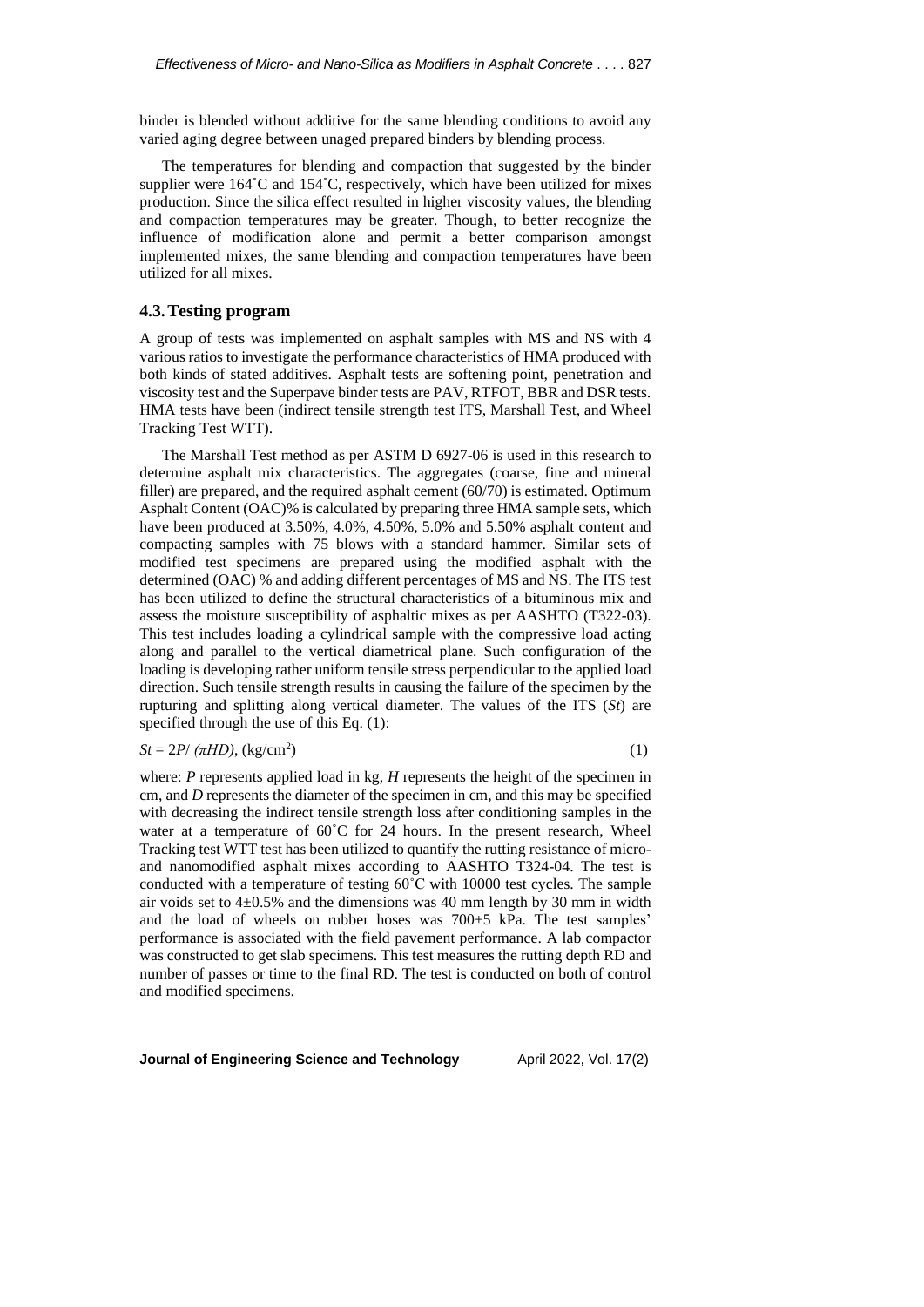binder is blended without additive for the same blending conditions to avoid any varied aging degree between unaged prepared binders by blending process.

The temperatures for blending and compaction that suggested by the binder supplier were 164˚C and 154˚C, respectively, which have been utilized for mixes production. Since the silica effect resulted in higher viscosity values, the blending and compaction temperatures may be greater. Though, to better recognize the influence of modification alone and permit a better comparison amongst implemented mixes, the same blending and compaction temperatures have been utilized for all mixes.

### 4.3. Testing program

A group of tests was implemented on asphalt samples with MS and NS with 4 various ratios to investigate the performance characteristics of HMA produced with both kinds of stated additives. Asphalt tests are softening point, penetration and viscosity test and the Superpave binder tests are PAV, RTFOT, BBR and DSR tests. HMA tests have been (indirect tensile strength test ITS, Marshall Test, and Wheel Tracking Test WTT).

The Marshall Test method as per ASTM D 6927-06 is used in this research to determine asphalt mix characteristics. The aggregates (coarse, fine and mineral filler) are prepared, and the required asphalt cement (60/70) is estimated. Optimum Asphalt Content (OAC)% is calculated by preparing three HMA sample sets, which have been produced at 3.50%, 4.0%, 4.50%, 5.0% and 5.50% asphalt content and compacting samples with 75 blows with a standard hammer. Similar sets of modified test specimens are prepared using the modified asphalt with the determined (OAC) % and adding different percentages of MS and NS. The ITS test has been utilized to define the structural characteristics of a bituminous mix and assess the moisture susceptibility of asphaltic mixes as per AASHTO (T322-03). This test includes loading a cylindrical sample with the compressive load acting along and parallel to the vertical diametrical plane. Such configuration of the loading is developing rather uniform tensile stress perpendicular to the applied load direction. Such tensile strength results in causing the failure of the specimen by the rupturing and splitting along vertical diameter. The values of the ITS ($St$) are specified through the use of this Eq. (1):

$$St = 2P/(\pi HD), \ (\text{kg/cm}^2) \tag{1}$$

where: $P$ represents applied load in kg, $H$ represents the height of the specimen in cm, and $D$ represents the diameter of the specimen in cm, and this may be specified with decreasing the indirect tensile strength loss after conditioning samples in the water at a temperature of 60˚C for 24 hours. In the present research, Wheel Tracking test WTT test has been utilized to quantify the rutting resistance of micro- and nanomodified asphalt mixes according to AASHTO T324-04. The test is conducted with a temperature of testing 60˚C with 10000 test cycles. The sample air voids set to 4±0.5% and the dimensions was 40 mm length by 30 mm in width and the load of wheels on rubber hoses was 700±5 kPa. The test samples' performance is associated with the field pavement performance. A lab compactor was constructed to get slab specimens. This test measures the rutting depth RD and number of passes or time to the final RD. The test is conducted on both of control and modified specimens.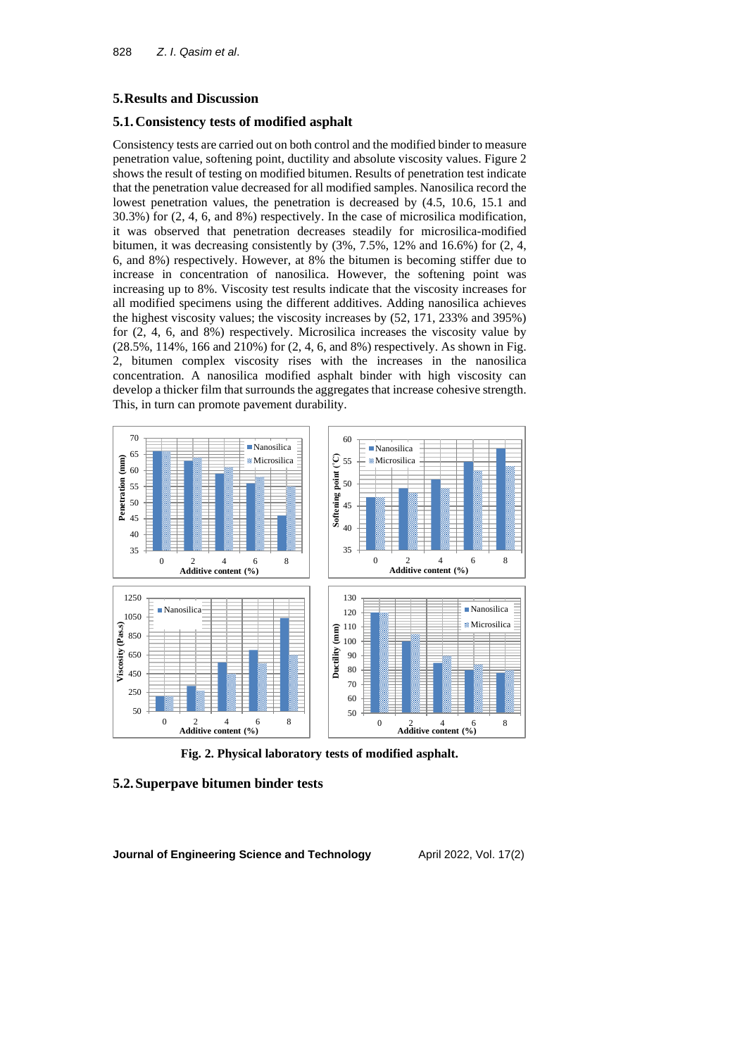## 5. Results and Discussion

### 5.1. Consistency tests of modified asphalt

Consistency tests are carried out on both control and the modified binder to measure penetration value, softening point, ductility and absolute viscosity values. Figure 2 shows the result of testing on modified bitumen. Results of penetration test indicate that the penetration value decreased for all modified samples. Nanosilica record the lowest penetration values, the penetration is decreased by (4.5, 10.6, 15.1 and 30.3%) for (2, 4, 6, and 8%) respectively. In the case of microsilica modification, it was observed that penetration decreases steadily for microsilica-modified bitumen, it was decreasing consistently by (3%, 7.5%, 12% and 16.6%) for (2, 4, 6, and 8%) respectively. However, at 8% the bitumen is becoming stiffer due to increase in concentration of nanosilica. However, the softening point was increasing up to 8%. Viscosity test results indicate that the viscosity increases for all modified specimens using the different additives. Adding nanosilica achieves the highest viscosity values; the viscosity increases by (52, 171, 233% and 395%) for (2, 4, 6, and 8%) respectively. Microsilica increases the viscosity value by (28.5%, 114%, 166 and 210%) for (2, 4, 6, and 8%) respectively. As shown in Fig. 2, bitumen complex viscosity rises with the increases in the nanosilica concentration. A nanosilica modified asphalt binder with high viscosity can develop a thicker film that surrounds the aggregates that increase cohesive strength. This, in turn can promote pavement durability.

**Fig. 2. Physical laboratory tests of modified asphalt.**

### 5.2. Superpave bitumen binder tests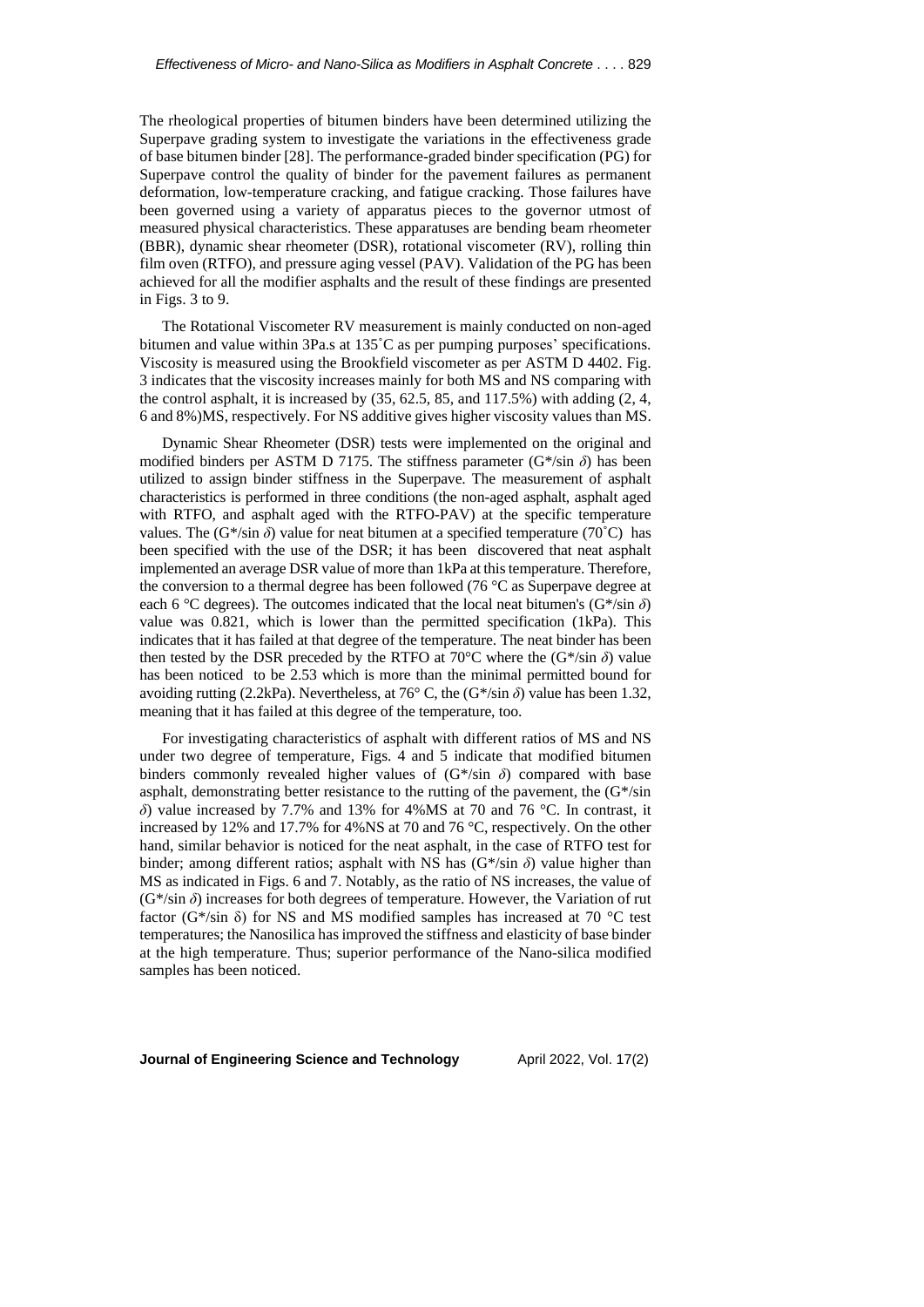The rheological properties of bitumen binders have been determined utilizing the Superpave grading system to investigate the variations in the effectiveness grade of base bitumen binder [28]. The performance-graded binder specification (PG) for Superpave control the quality of binder for the pavement failures as permanent deformation, low-temperature cracking, and fatigue cracking. Those failures have been governed using a variety of apparatus pieces to the governor utmost of measured physical characteristics. These apparatuses are bending beam rheometer (BBR), dynamic shear rheometer (DSR), rotational viscometer (RV), rolling thin film oven (RTFO), and pressure aging vessel (PAV). Validation of the PG has been achieved for all the modifier asphalts and the result of these findings are presented in Figs. 3 to 9.

The Rotational Viscometer RV measurement is mainly conducted on non-aged bitumen and value within 3Pa.s at 135˚C as per pumping purposes' specifications. Viscosity is measured using the Brookfield viscometer as per ASTM D 4402. Fig. 3 indicates that the viscosity increases mainly for both MS and NS comparing with the control asphalt, it is increased by (35, 62.5, 85, and 117.5%) with adding (2, 4, 6 and 8%)MS, respectively. For NS additive gives higher viscosity values than MS.

Dynamic Shear Rheometer (DSR) tests were implemented on the original and modified binders per ASTM D 7175. The stiffness parameter ($G^*/\sin\delta$) has been utilized to assign binder stiffness in the Superpave. The measurement of asphalt characteristics is performed in three conditions (the non-aged asphalt, asphalt aged with RTFO, and asphalt aged with the RTFO-PAV) at the specific temperature values. The ($G^*/\sin\delta$) value for neat bitumen at a specified temperature (70˚C) has been specified with the use of the DSR; it has been discovered that neat asphalt implemented an average DSR value of more than 1kPa at this temperature. Therefore, the conversion to a thermal degree has been followed (76 °C as Superpave degree at each 6 °C degrees). The outcomes indicated that the local neat bitumen's ($G^*/\sin\delta$) value was 0.821, which is lower than the permitted specification (1kPa). This indicates that it has failed at that degree of the temperature. The neat binder has been then tested by the DSR preceded by the RTFO at 70°C where the ($G^*/\sin\delta$) value has been noticed to be 2.53 which is more than the minimal permitted bound for avoiding rutting (2.2kPa). Nevertheless, at 76° C, the ($G^*/\sin\delta$) value has been 1.32, meaning that it has failed at this degree of the temperature, too.

For investigating characteristics of asphalt with different ratios of MS and NS under two degree of temperature, Figs. 4 and 5 indicate that modified bitumen binders commonly revealed higher values of ($G^*/\sin\delta$) compared with base asphalt, demonstrating better resistance to the rutting of the pavement, the ($G^*/\sin\delta$) value increased by 7.7% and 13% for 4%MS at 70 and 76 °C. In contrast, it increased by 12% and 17.7% for 4%NS at 70 and 76 °C, respectively. On the other hand, similar behavior is noticed for the neat asphalt, in the case of RTFO test for binder; among different ratios; asphalt with NS has ($G^*/\sin\delta$) value higher than MS as indicated in Figs. 6 and 7. Notably, as the ratio of NS increases, the value of ($G^*/\sin\delta$) increases for both degrees of temperature. However, the Variation of rut factor ($G^*/\sin\delta$) for NS and MS modified samples has increased at 70 °C test temperatures; the Nanosilica has improved the stiffness and elasticity of base binder at the high temperature. Thus; superior performance of the Nano-silica modified samples has been noticed.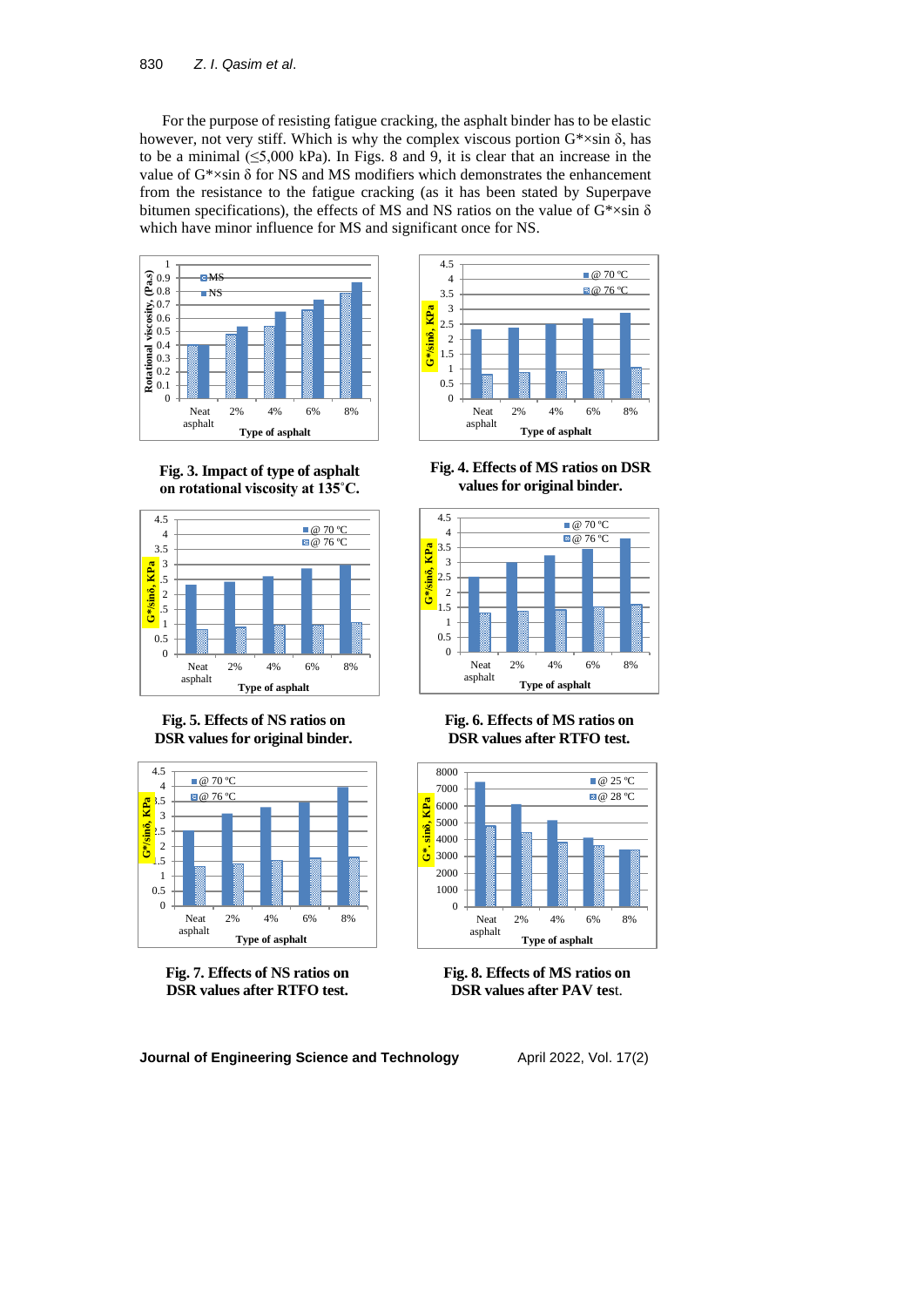For the purpose of resisting fatigue cracking, the asphalt binder has to be elastic however, not very stiff. Which is why the complex viscous portion G*×sin δ, has to be a minimal (≤5,000 kPa). In Figs. 8 and 9, it is clear that an increase in the value of G*×sin δ for NS and MS modifiers which demonstrates the enhancement from the resistance to the fatigue cracking (as it has been stated by Superpave bitumen specifications), the effects of MS and NS ratios on the value of G*×sin δ which have minor influence for MS and significant once for NS.

**Fig. 3. Impact of type of asphalt on rotational viscosity at 135°C.**

**Fig. 4. Effects of MS ratios on DSR values for original binder.**

**Fig. 5. Effects of NS ratios on DSR values for original binder.**

**Fig. 6. Effects of MS ratios on DSR values after RTFO test.**

**Fig. 7. Effects of NS ratios on DSR values after RTFO test.**

**Fig. 8. Effects of MS ratios on DSR values after PAV test.**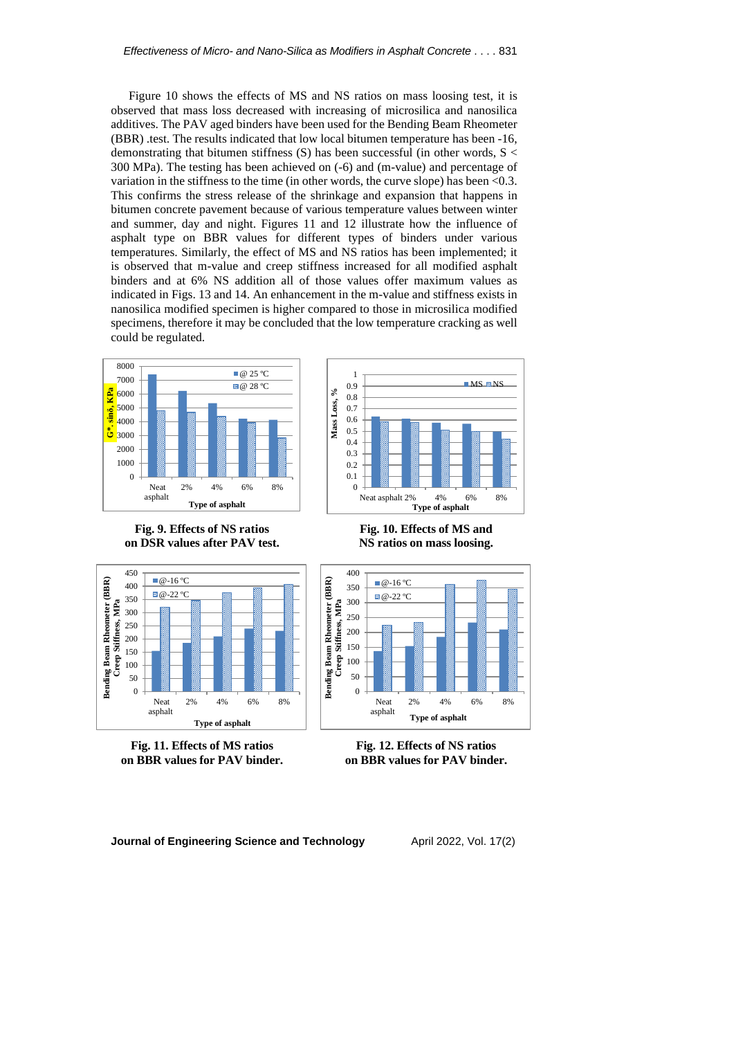Figure 10 shows the effects of MS and NS ratios on mass loosing test, it is observed that mass loss decreased with increasing of microsilica and nanosilica additives. The PAV aged binders have been used for the Bending Beam Rheometer (BBR) .test. The results indicated that low local bitumen temperature has been -16, demonstrating that bitumen stiffness (S) has been successful (in other words, S < 300 MPa). The testing has been achieved on (-6) and (m-value) and percentage of variation in the stiffness to the time (in other words, the curve slope) has been <0.3. This confirms the stress release of the shrinkage and expansion that happens in bitumen concrete pavement because of various temperature values between winter and summer, day and night. Figures 11 and 12 illustrate how the influence of asphalt type on BBR values for different types of binders under various temperatures. Similarly, the effect of MS and NS ratios has been implemented; it is observed that m-value and creep stiffness increased for all modified asphalt binders and at 6% NS addition all of those values offer maximum values as indicated in Figs. 13 and 14. An enhancement in the m-value and stiffness exists in nanosilica modified specimen is higher compared to those in microsilica modified specimens, therefore it may be concluded that the low temperature cracking as well could be regulated.

**Fig. 9. Effects of NS ratios on DSR values after PAV test.**

**Fig. 10. Effects of MS and NS ratios on mass loosing.**

**Fig. 11. Effects of MS ratios on BBR values for PAV binder.**

**Fig. 12. Effects of NS ratios on BBR values for PAV binder.**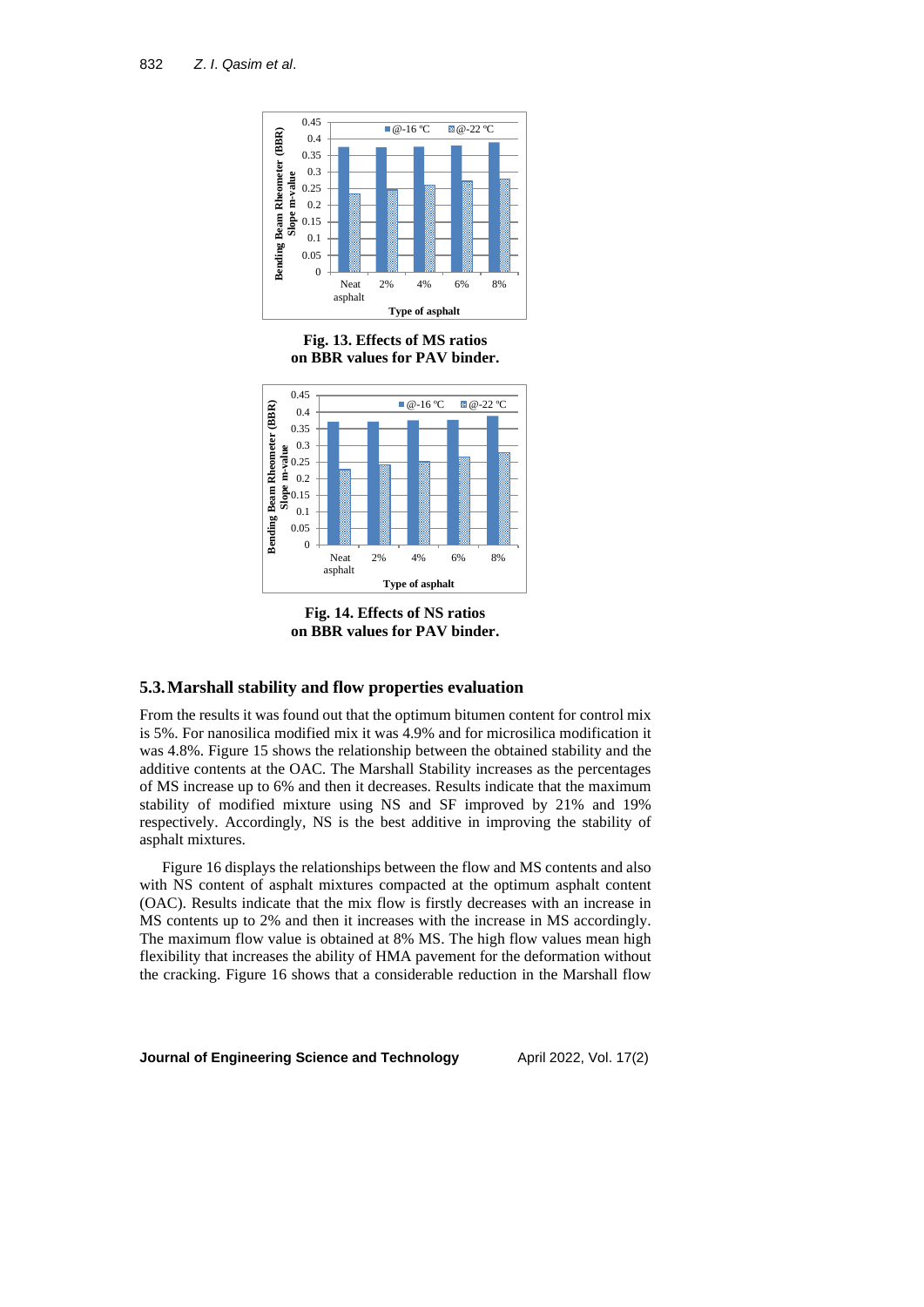**Fig. 13. Effects of MS ratios on BBR values for PAV binder.**

**Fig. 14. Effects of NS ratios on BBR values for PAV binder.**

## 5.3. Marshall stability and flow properties evaluation

From the results it was found out that the optimum bitumen content for control mix is 5%. For nanosilica modified mix it was 4.9% and for microsilica modification it was 4.8%. Figure 15 shows the relationship between the obtained stability and the additive contents at the OAC. The Marshall Stability increases as the percentages of MS increase up to 6% and then it decreases. Results indicate that the maximum stability of modified mixture using NS and SF improved by 21% and 19% respectively. Accordingly, NS is the best additive in improving the stability of asphalt mixtures.

Figure 16 displays the relationships between the flow and MS contents and also with NS content of asphalt mixtures compacted at the optimum asphalt content (OAC). Results indicate that the mix flow is firstly decreases with an increase in MS contents up to 2% and then it increases with the increase in MS accordingly. The maximum flow value is obtained at 8% MS. The high flow values mean high flexibility that increases the ability of HMA pavement for the deformation without the cracking. Figure 16 shows that a considerable reduction in the Marshall flow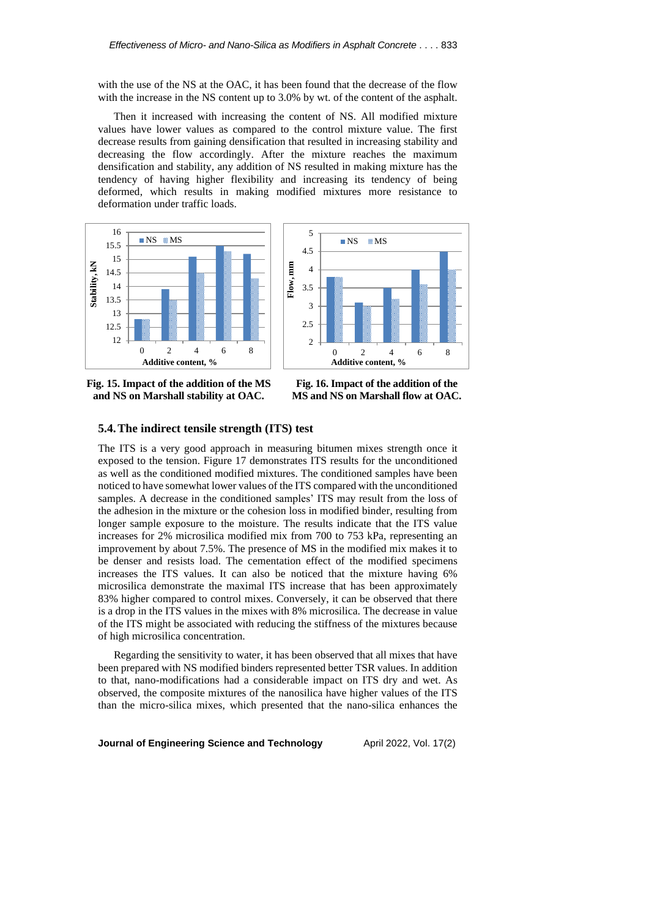with the use of the NS at the OAC, it has been found that the decrease of the flow with the increase in the NS content up to 3.0% by wt. of the content of the asphalt.

Then it increased with increasing the content of NS. All modified mixture values have lower values as compared to the control mixture value. The first decrease results from gaining densification that resulted in increasing stability and decreasing the flow accordingly. After the mixture reaches the maximum densification and stability, any addition of NS resulted in making mixture has the tendency of having higher flexibility and increasing its tendency of being deformed, which results in making modified mixtures more resistance to deformation under traffic loads.

**Fig. 15. Impact of the addition of the MS and NS on Marshall stability at OAC.**

**Fig. 16. Impact of the addition of the MS and NS on Marshall flow at OAC.**

## 5.4. The indirect tensile strength (ITS) test

The ITS is a very good approach in measuring bitumen mixes strength once it exposed to the tension. Figure 17 demonstrates ITS results for the unconditioned as well as the conditioned modified mixtures. The conditioned samples have been noticed to have somewhat lower values of the ITS compared with the unconditioned samples. A decrease in the conditioned samples' ITS may result from the loss of the adhesion in the mixture or the cohesion loss in modified binder, resulting from longer sample exposure to the moisture. The results indicate that the ITS value increases for 2% microsilica modified mix from 700 to 753 kPa, representing an improvement by about 7.5%. The presence of MS in the modified mix makes it to be denser and resists load. The cementation effect of the modified specimens increases the ITS values. It can also be noticed that the mixture having 6% microsilica demonstrate the maximal ITS increase that has been approximately 83% higher compared to control mixes. Conversely, it can be observed that there is a drop in the ITS values in the mixes with 8% microsilica. The decrease in value of the ITS might be associated with reducing the stiffness of the mixtures because of high microsilica concentration.

Regarding the sensitivity to water, it has been observed that all mixes that have been prepared with NS modified binders represented better TSR values. In addition to that, nano-modifications had a considerable impact on ITS dry and wet. As observed, the composite mixtures of the nanosilica have higher values of the ITS than the micro-silica mixes, which presented that the nano-silica enhances the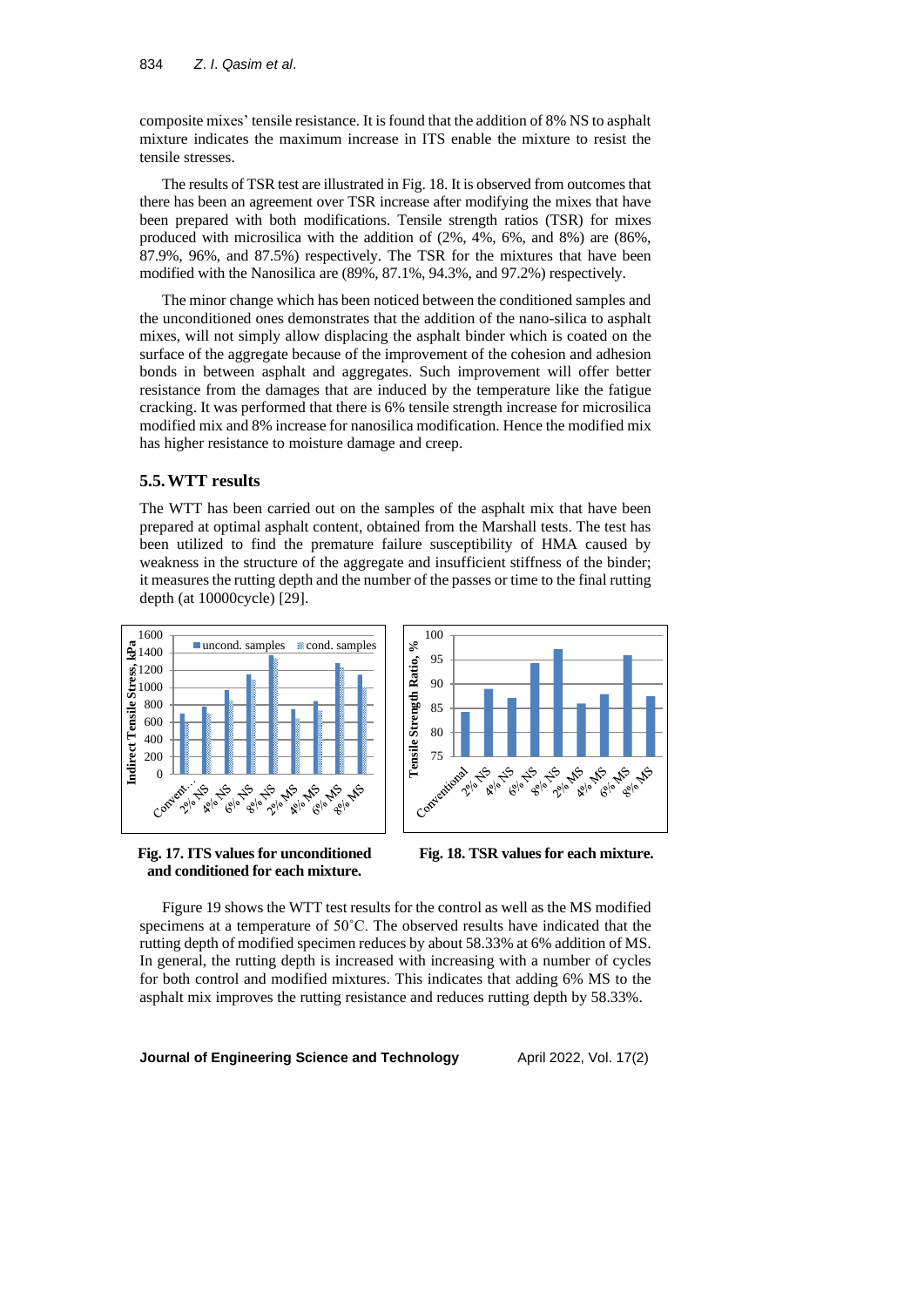composite mixes' tensile resistance. It is found that the addition of 8% NS to asphalt mixture indicates the maximum increase in ITS enable the mixture to resist the tensile stresses.

The results of TSR test are illustrated in Fig. 18. It is observed from outcomes that there has been an agreement over TSR increase after modifying the mixes that have been prepared with both modifications. Tensile strength ratios (TSR) for mixes produced with microsilica with the addition of (2%, 4%, 6%, and 8%) are (86%, 87.9%, 96%, and 87.5%) respectively. The TSR for the mixtures that have been modified with the Nanosilica are (89%, 87.1%, 94.3%, and 97.2%) respectively.

The minor change which has been noticed between the conditioned samples and the unconditioned ones demonstrates that the addition of the nano-silica to asphalt mixes, will not simply allow displacing the asphalt binder which is coated on the surface of the aggregate because of the improvement of the cohesion and adhesion bonds in between asphalt and aggregates. Such improvement will offer better resistance from the damages that are induced by the temperature like the fatigue cracking. It was performed that there is 6% tensile strength increase for microsilica modified mix and 8% increase for nanosilica modification. Hence the modified mix has higher resistance to moisture damage and creep.

## 5.5. WTT results

The WTT has been carried out on the samples of the asphalt mix that have been prepared at optimal asphalt content, obtained from the Marshall tests. The test has been utilized to find the premature failure susceptibility of HMA caused by weakness in the structure of the aggregate and insufficient stiffness of the binder; it measures the rutting depth and the number of the passes or time to the final rutting depth (at 10000cycle) [29].

**Fig. 17. ITS values for unconditioned and conditioned for each mixture.**

**Fig. 18. TSR values for each mixture.**

Figure 19 shows the WTT test results for the control as well as the MS modified specimens at a temperature of 50˚C. The observed results have indicated that the rutting depth of modified specimen reduces by about 58.33% at 6% addition of MS. In general, the rutting depth is increased with increasing with a number of cycles for both control and modified mixtures. This indicates that adding 6% MS to the asphalt mix improves the rutting resistance and reduces rutting depth by 58.33%.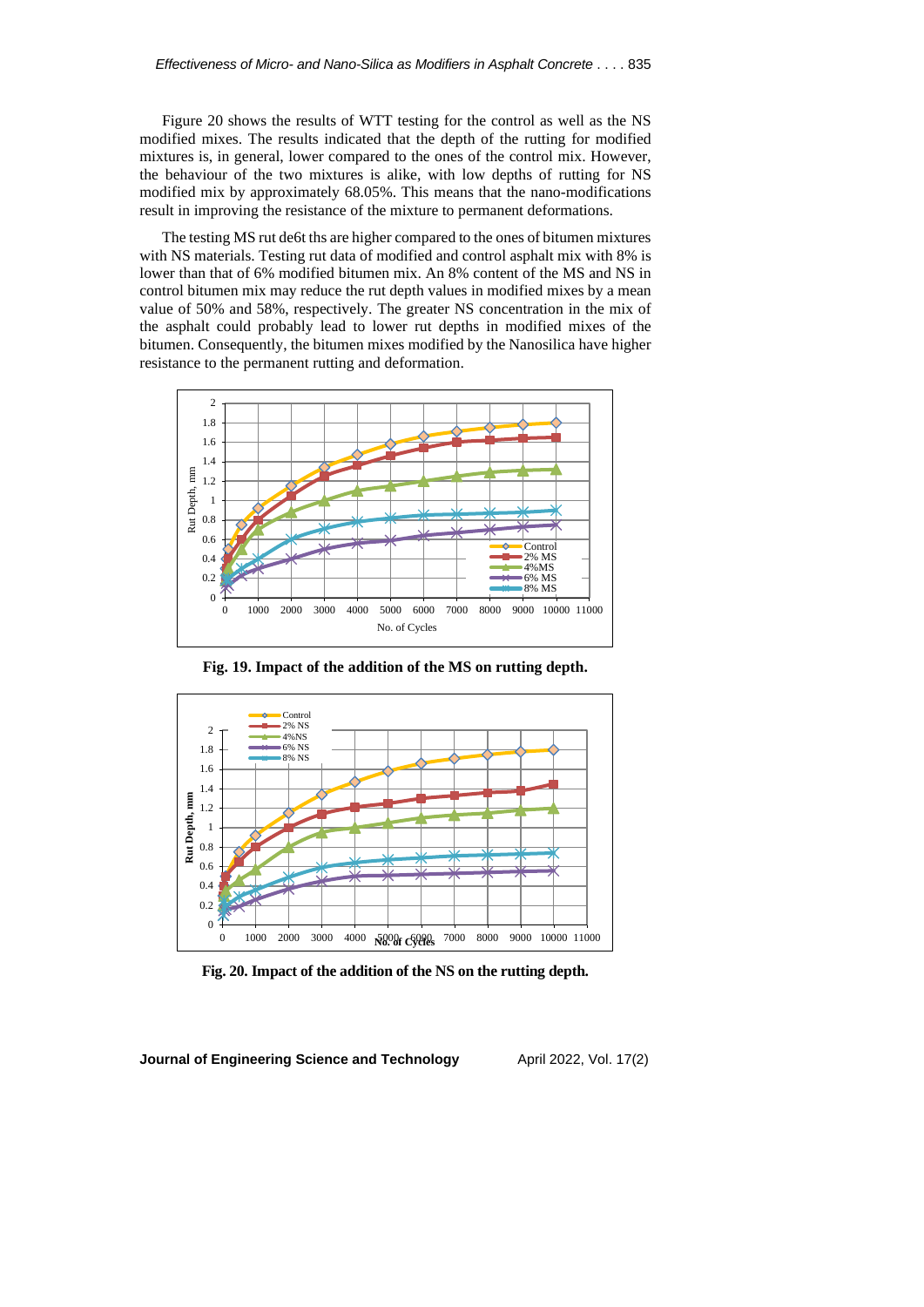Figure 20 shows the results of WTT testing for the control as well as the NS modified mixes. The results indicated that the depth of the rutting for modified mixtures is, in general, lower compared to the ones of the control mix. However, the behaviour of the two mixtures is alike, with low depths of rutting for NS modified mix by approximately 68.05%. This means that the nano-modifications result in improving the resistance of the mixture to permanent deformations.

The testing MS rut de6t ths are higher compared to the ones of bitumen mixtures with NS materials. Testing rut data of modified and control asphalt mix with 8% is lower than that of 6% modified bitumen mix. An 8% content of the MS and NS in control bitumen mix may reduce the rut depth values in modified mixes by a mean value of 50% and 58%, respectively. The greater NS concentration in the mix of the asphalt could probably lead to lower rut depths in modified mixes of the bitumen. Consequently, the bitumen mixes modified by the Nanosilica have higher resistance to the permanent rutting and deformation.

**Fig. 19. Impact of the addition of the MS on rutting depth.**

**Fig. 20. Impact of the addition of the NS on the rutting depth.**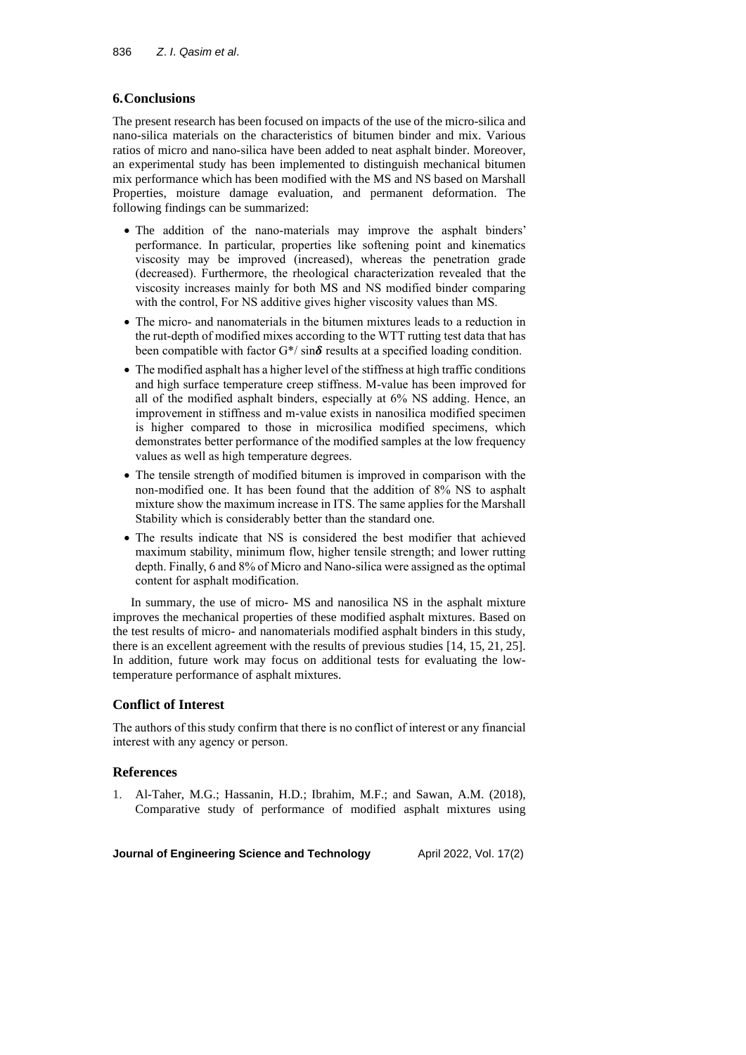## 6. Conclusions

The present research has been focused on impacts of the use of the micro-silica and nano-silica materials on the characteristics of bitumen binder and mix. Various ratios of micro and nano-silica have been added to neat asphalt binder. Moreover, an experimental study has been implemented to distinguish mechanical bitumen mix performance which has been modified with the MS and NS based on Marshall Properties, moisture damage evaluation, and permanent deformation. The following findings can be summarized:

- The addition of the nano-materials may improve the asphalt binders' performance. In particular, properties like softening point and kinematics viscosity may be improved (increased), whereas the penetration grade (decreased). Furthermore, the rheological characterization revealed that the viscosity increases mainly for both MS and NS modified binder comparing with the control, For NS additive gives higher viscosity values than MS.
- The micro- and nanomaterials in the bitumen mixtures leads to a reduction in the rut-depth of modified mixes according to the WTT rutting test data that has been compatible with factor $G^*/\sin\delta$ results at a specified loading condition.
- The modified asphalt has a higher level of the stiffness at high traffic conditions and high surface temperature creep stiffness. M-value has been improved for all of the modified asphalt binders, especially at 6% NS adding. Hence, an improvement in stiffness and m-value exists in nanosilica modified specimen is higher compared to those in microsilica modified specimens, which demonstrates better performance of the modified samples at the low frequency values as well as high temperature degrees.
- The tensile strength of modified bitumen is improved in comparison with the non-modified one. It has been found that the addition of 8% NS to asphalt mixture show the maximum increase in ITS. The same applies for the Marshall Stability which is considerably better than the standard one.
- The results indicate that NS is considered the best modifier that achieved maximum stability, minimum flow, higher tensile strength; and lower rutting depth. Finally, 6 and 8% of Micro and Nano-silica were assigned as the optimal content for asphalt modification.

In summary, the use of micro- MS and nanosilica NS in the asphalt mixture improves the mechanical properties of these modified asphalt mixtures. Based on the test results of micro- and nanomaterials modified asphalt binders in this study, there is an excellent agreement with the results of previous studies [14, 15, 21, 25]. In addition, future work may focus on additional tests for evaluating the low-temperature performance of asphalt mixtures.

## Conflict of Interest

The authors of this study confirm that there is no conflict of interest or any financial interest with any agency or person.

## References

1. Al-Taher, M.G.; Hassanin, H.D.; Ibrahim, M.F.; and Sawan, A.M. (2018), Comparative study of performance of modified asphalt mixtures using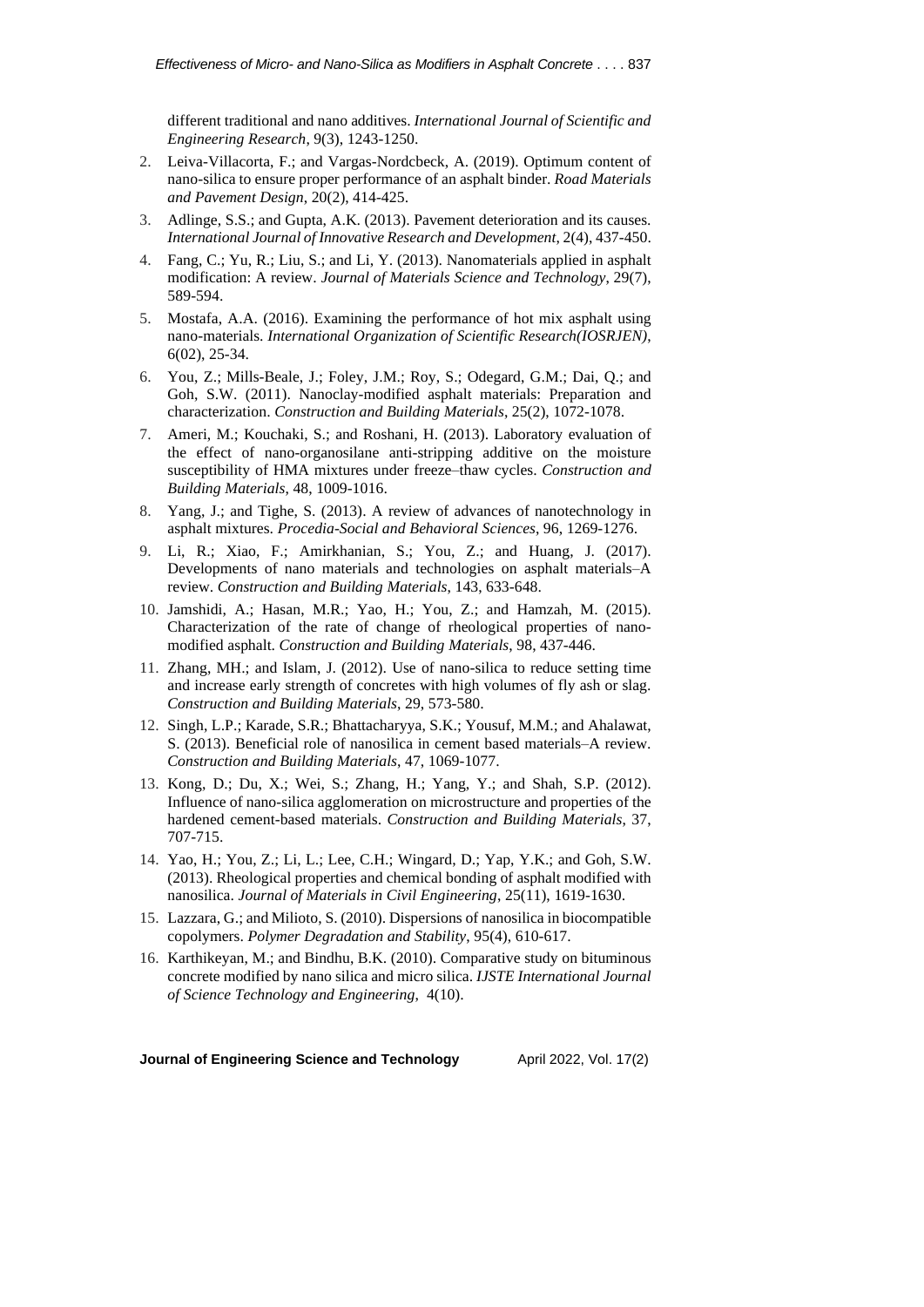different traditional and nano additives. *International Journal of Scientific and Engineering Research*, 9(3), 1243-1250.

2. Leiva-Villacorta, F.; and Vargas-Nordcbeck, A. (2019). Optimum content of nano-silica to ensure proper performance of an asphalt binder. *Road Materials and Pavement Design*, 20(2), 414-425.
3. Adlinge, S.S.; and Gupta, A.K. (2013). Pavement deterioration and its causes. *International Journal of Innovative Research and Development*, 2(4), 437-450.
4. Fang, C.; Yu, R.; Liu, S.; and Li, Y. (2013). Nanomaterials applied in asphalt modification: A review. *Journal of Materials Science and Technology*, 29(7), 589-594.
5. Mostafa, A.A. (2016). Examining the performance of hot mix asphalt using nano-materials. *International Organization of Scientific Research(IOSRJEN)*, 6(02), 25-34.
6. You, Z.; Mills-Beale, J.; Foley, J.M.; Roy, S.; Odegard, G.M.; Dai, Q.; and Goh, S.W. (2011). Nanoclay-modified asphalt materials: Preparation and characterization. *Construction and Building Materials*, 25(2), 1072-1078.
7. Ameri, M.; Kouchaki, S.; and Roshani, H. (2013). Laboratory evaluation of the effect of nano-organosilane anti-stripping additive on the moisture susceptibility of HMA mixtures under freeze–thaw cycles. *Construction and Building Materials*, 48, 1009-1016.
8. Yang, J.; and Tighe, S. (2013). A review of advances of nanotechnology in asphalt mixtures. *Procedia-Social and Behavioral Sciences*, 96, 1269-1276.
9. Li, R.; Xiao, F.; Amirkhanian, S.; You, Z.; and Huang, J. (2017). Developments of nano materials and technologies on asphalt materials–A review. *Construction and Building Materials*, 143, 633-648.
10. Jamshidi, A.; Hasan, M.R.; Yao, H.; You, Z.; and Hamzah, M. (2015). Characterization of the rate of change of rheological properties of nano-modified asphalt. *Construction and Building Materials*, 98, 437-446.
11. Zhang, MH.; and Islam, J. (2012). Use of nano-silica to reduce setting time and increase early strength of concretes with high volumes of fly ash or slag. *Construction and Building Materials*, 29, 573-580.
12. Singh, L.P.; Karade, S.R.; Bhattacharyya, S.K.; Yousuf, M.M.; and Ahalawat, S. (2013). Beneficial role of nanosilica in cement based materials–A review. *Construction and Building Materials*, 47, 1069-1077.
13. Kong, D.; Du, X.; Wei, S.; Zhang, H.; Yang, Y.; and Shah, S.P. (2012). Influence of nano-silica agglomeration on microstructure and properties of the hardened cement-based materials. *Construction and Building Materials*, 37, 707-715.
14. Yao, H.; You, Z.; Li, L.; Lee, C.H.; Wingard, D.; Yap, Y.K.; and Goh, S.W. (2013). Rheological properties and chemical bonding of asphalt modified with nanosilica. *Journal of Materials in Civil Engineering*, 25(11), 1619-1630.
15. Lazzara, G.; and Milioto, S. (2010). Dispersions of nanosilica in biocompatible copolymers. *Polymer Degradation and Stability*, 95(4), 610-617.
16. Karthikeyan, M.; and Bindhu, B.K. (2010). Comparative study on bituminous concrete modified by nano silica and micro silica. *IJSTE International Journal of Science Technology and Engineering*, 4(10).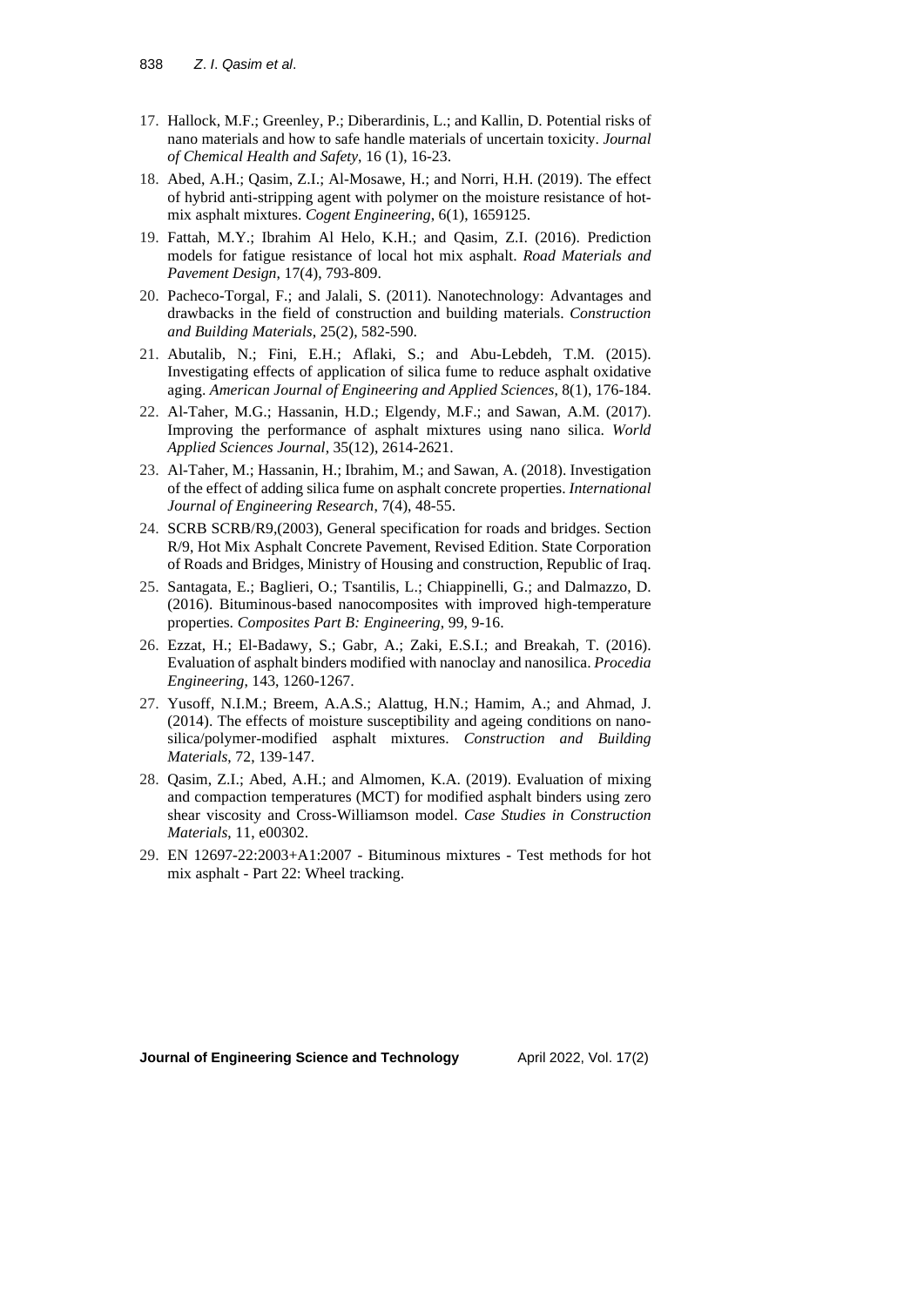17. Hallock, M.F.; Greenley, P.; Diberardinis, L.; and Kallin, D. Potential risks of nano materials and how to safe handle materials of uncertain toxicity. *Journal of Chemical Health and Safety*, 16 (1), 16-23.
18. Abed, A.H.; Qasim, Z.I.; Al-Mosawe, H.; and Norri, H.H. (2019). The effect of hybrid anti-stripping agent with polymer on the moisture resistance of hot-mix asphalt mixtures. *Cogent Engineering*, 6(1), 1659125.
19. Fattah, M.Y.; Ibrahim Al Helo, K.H.; and Qasim, Z.I. (2016). Prediction models for fatigue resistance of local hot mix asphalt. *Road Materials and Pavement Design*, 17(4), 793-809.
20. Pacheco-Torgal, F.; and Jalali, S. (2011). Nanotechnology: Advantages and drawbacks in the field of construction and building materials. *Construction and Building Materials*, 25(2), 582-590.
21. Abutalib, N.; Fini, E.H.; Aflaki, S.; and Abu-Lebdeh, T.M. (2015). Investigating effects of application of silica fume to reduce asphalt oxidative aging. *American Journal of Engineering and Applied Sciences*, 8(1), 176-184.
22. Al-Taher, M.G.; Hassanin, H.D.; Elgendy, M.F.; and Sawan, A.M. (2017). Improving the performance of asphalt mixtures using nano silica. *World Applied Sciences Journal*, 35(12), 2614-2621.
23. Al-Taher, M.; Hassanin, H.; Ibrahim, M.; and Sawan, A. (2018). Investigation of the effect of adding silica fume on asphalt concrete properties. *International Journal of Engineering Research*, 7(4), 48-55.
24. SCRB SCRB/R9,(2003), General specification for roads and bridges. Section R/9, Hot Mix Asphalt Concrete Pavement, Revised Edition. State Corporation of Roads and Bridges, Ministry of Housing and construction, Republic of Iraq.
25. Santagata, E.; Baglieri, O.; Tsantilis, L.; Chiappinelli, G.; and Dalmazzo, D. (2016). Bituminous-based nanocomposites with improved high-temperature properties. *Composites Part B: Engineering*, 99, 9-16.
26. Ezzat, H.; El-Badawy, S.; Gabr, A.; Zaki, E.S.I.; and Breakah, T. (2016). Evaluation of asphalt binders modified with nanoclay and nanosilica. *Procedia Engineering*, 143, 1260-1267.
27. Yusoff, N.I.M.; Breem, A.A.S.; Alattug, H.N.; Hamim, A.; and Ahmad, J. (2014). The effects of moisture susceptibility and ageing conditions on nano-silica/polymer-modified asphalt mixtures. *Construction and Building Materials*, 72, 139-147.
28. Qasim, Z.I.; Abed, A.H.; and Almomen, K.A. (2019). Evaluation of mixing and compaction temperatures (MCT) for modified asphalt binders using zero shear viscosity and Cross-Williamson model. *Case Studies in Construction Materials*, 11, e00302.
29. EN 12697-22:2003+A1:2007 - Bituminous mixtures - Test methods for hot mix asphalt - Part 22: Wheel tracking.